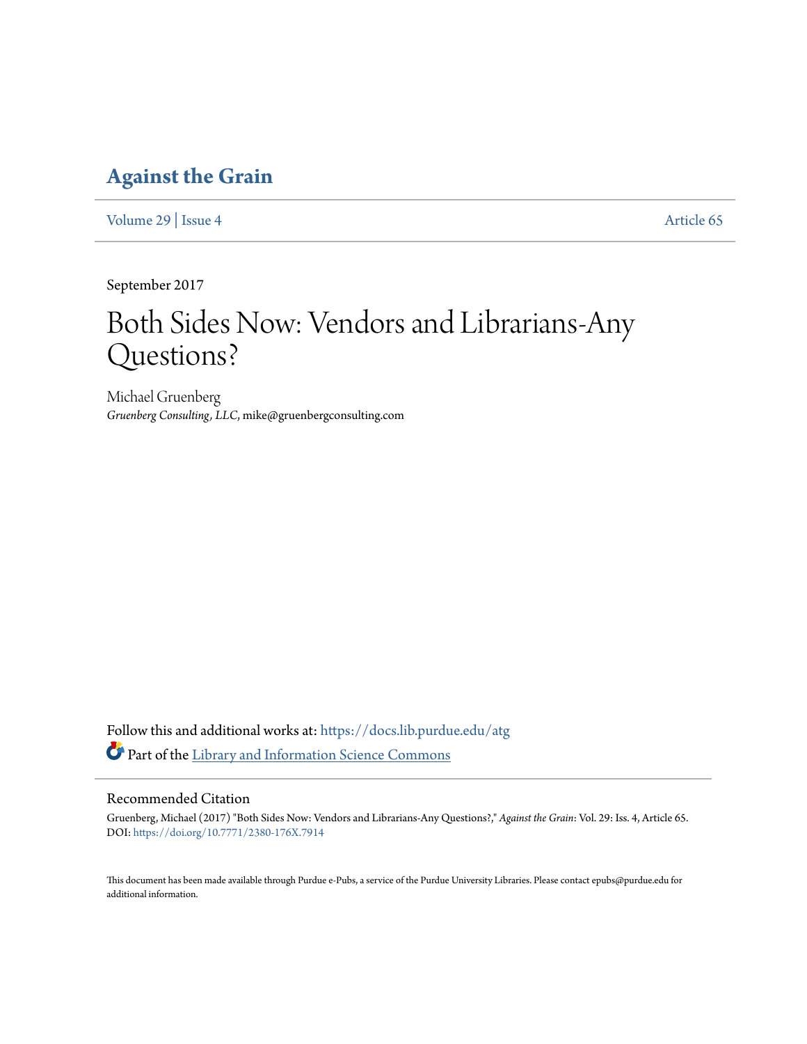# Against the Grain

Volume 29 | Issue 4 Article 65

September 2017

# Both Sides Now: Vendors and Librarians-Any Questions?

Michael Gruenberg
*Gruenberg Consulting, LLC*, mike@gruenbergconsulting.com

Follow this and additional works at: https://docs.lib.purdue.edu/atg

Part of the Library and Information Science Commons

## Recommended Citation

Gruenberg, Michael (2017) "Both Sides Now: Vendors and Librarians-Any Questions?," *Against the Grain*: Vol. 29: Iss. 4, Article 65.
DOI: https://doi.org/10.7771/2380-176X.7914

This document has been made available through Purdue e-Pubs, a service of the Purdue University Libraries. Please contact epubs@purdue.edu for additional information.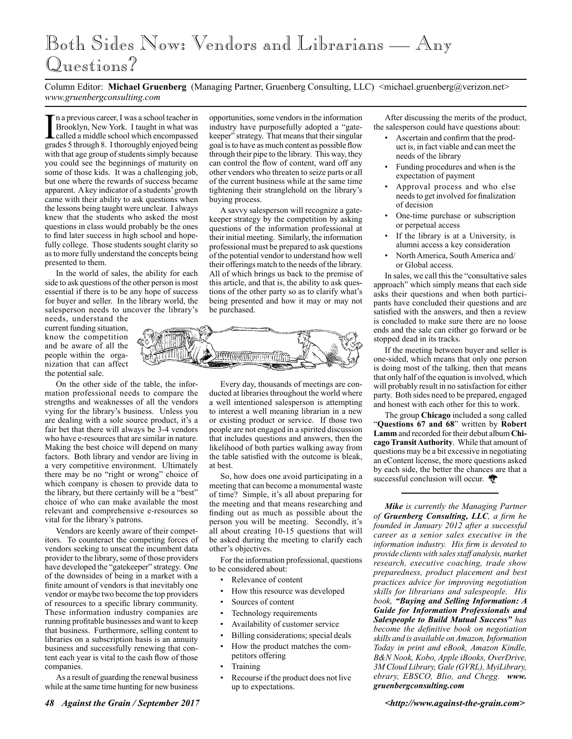# Both Sides Now: Vendors and Librarians — Any Questions?

Column Editor: **Michael Gruenberg** (Managing Partner, Gruenberg Consulting, LLC) <michael.gruenberg@verizon.net> *www.gruenbergconsulting.com*

In a previous career, I was a school teacher in Brooklyn, New York. I taught in what was called a middle school which encompassed grades 5 through 8. I thoroughly enjoyed being with that age group of students simply because you could see the beginnings of maturity on some of those kids. It was a challenging job, but one where the rewards of success became apparent. A key indicator of a students' growth came with their ability to ask questions when the lessons being taught were unclear. I always knew that the students who asked the most questions in class would probably be the ones to find later success in high school and hopefully college. Those students sought clarity so as to more fully understand the concepts being presented to them.

In the world of sales, the ability for each side to ask questions of the other person is most essential if there is to be any hope of success for buyer and seller. In the library world, the salesperson needs to uncover the library's needs, understand the current funding situation, know the competition and be aware of all the people within the organization that can affect the potential sale.

On the other side of the table, the information professional needs to compare the strengths and weaknesses of all the vendors vying for the library's business. Unless you are dealing with a sole source product, it's a fair bet that there will always be 3-4 vendors who have e-resources that are similar in nature. Making the best choice will depend on many factors. Both library and vendor are living in a very competitive environment. Ultimately there may be no "right or wrong" choice of which company is chosen to provide data to the library, but there certainly will be a "best" choice of who can make available the most relevant and comprehensive e-resources so vital for the library's patrons.

Vendors are keenly aware of their competitors. To counteract the competing forces of vendors seeking to unseat the incumbent data provider to the library, some of those providers have developed the "gatekeeper" strategy. One of the downsides of being in a market with a finite amount of vendors is that inevitably one vendor or maybe two become the top providers of resources to a specific library community. These information industry companies are running profitable businesses and want to keep that business. Furthermore, selling content to libraries on a subscription basis is an annuity business and successfully renewing that content each year is vital to the cash flow of those companies.

As a result of guarding the renewal business while at the same time hunting for new business opportunities, some vendors in the information industry have purposefully adopted a "gatekeeper" strategy. That means that their singular goal is to have as much content as possible flow through their pipe to the library. This way, they can control the flow of content, ward off any other vendors who threaten to seize parts or all of the current business while at the same time tightening their stranglehold on the library's buying process.

A savvy salesperson will recognize a gatekeeper strategy by the competition by asking questions of the information professional at their initial meeting. Similarly, the information professional must be prepared to ask questions of the potential vendor to understand how well their offerings match to the needs of the library. All of which brings us back to the premise of this article, and that is, the ability to ask questions of the other party so as to clarify what's being presented and how it may or may not be purchased.

Every day, thousands of meetings are conducted at libraries throughout the world where a well intentioned salesperson is attempting to interest a well meaning librarian in a new or existing product or service. If those two people are not engaged in a spirited discussion that includes questions and answers, then the likelihood of both parties walking away from the table satisfied with the outcome is bleak, at best.

So, how does one avoid participating in a meeting that can become a monumental waste of time? Simple, it's all about preparing for the meeting and that means researching and finding out as much as possible about the person you will be meeting. Secondly, it's all about creating 10-15 questions that will be asked during the meeting to clarify each other's objectives.

For the information professional, questions to be considered about:

- Relevance of content
- How this resource was developed
- Sources of content
- Technology requirements
- Availability of customer service
- Billing considerations; special deals
- How the product matches the competitors offering
- Training
- Recourse if the product does not live up to expectations.

After discussing the merits of the product, the salesperson could have questions about:

- Ascertain and confirm that the product is, in fact viable and can meet the needs of the library
- Funding procedures and when is the expectation of payment
- Approval process and who else needs to get involved for finalization of decision
- One-time purchase or subscription or perpetual access
- If the library is at a University, is alumni access a key consideration
- North America, South America and/or Global access.

In sales, we call this the "consultative sales approach" which simply means that each side asks their questions and when both participants have concluded their questions and are satisfied with the answers, and then a review is concluded to make sure there are no loose ends and the sale can either go forward or be stopped dead in its tracks.

If the meeting between buyer and seller is one-sided, which means that only one person is doing most of the talking, then that means that only half of the equation is involved, which will probably result in no satisfaction for either party. Both sides need to be prepared, engaged and honest with each other for this to work.

The group **Chicago** included a song called "**Questions 67 and 68**" written by **Robert Lamm** and recorded for their debut album **Chicago Transit Authority**. While that amount of questions may be a bit excessive in negotiating an eContent license, the more questions asked by each side, the better the chances are that a successful conclusion will occur.

---

***Mike** is currently the Managing Partner of **Gruenberg Consulting, LLC**, a firm he founded in January 2012 after a successful career as a senior sales executive in the information industry. His firm is devoted to provide clients with sales staff analysis, market research, executive coaching, trade show preparedness, product placement and best practices advice for improving negotiation skills for librarians and salespeople. His book, **"Buying and Selling Information: A Guide for Information Professionals and Salespeople to Build Mutual Success"** has become the definitive book on negotiation skills and is available on Amazon, Information Today in print and eBook, Amazon Kindle, B&N Nook, Kobo, Apple iBooks, OverDrive, 3M Cloud Library, Gale (GVRL), MyiLibrary, ebrary, EBSCO, Blio, and Chegg. **www.gruenbergconsulting.com***